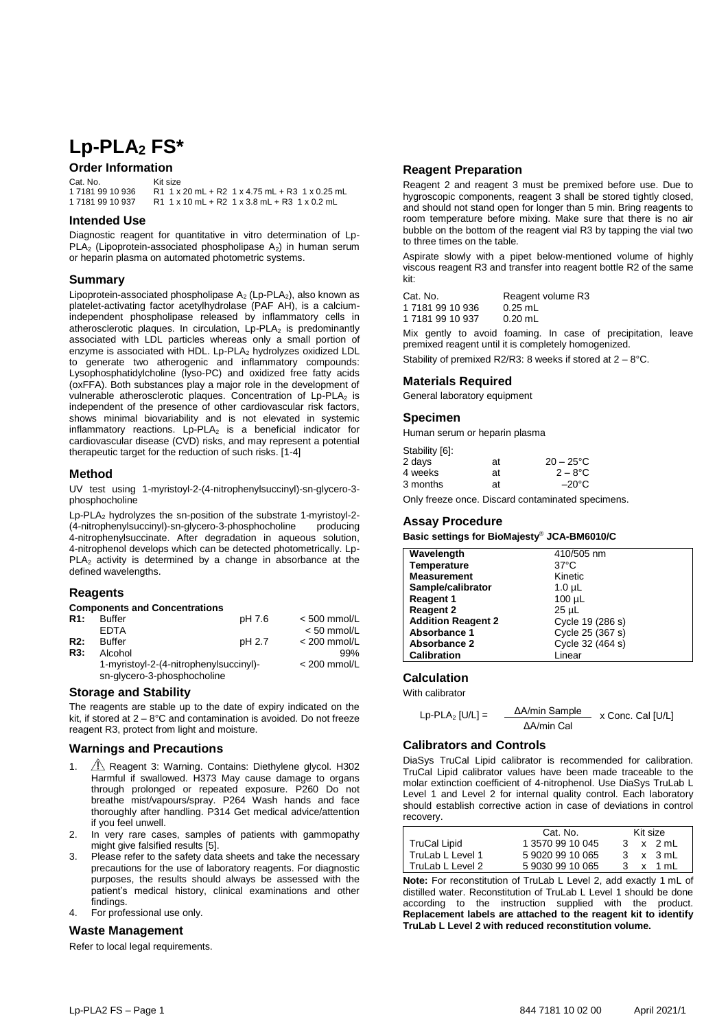# $Lp\text{-}PLA_2$ FS*

## Order Information

| Cat. No. | Kit size |
|---|---|
| 1 7181 99 10 936 | R1 1 x 20 mL + R2 1 x 4.75 mL + R3 1 x 0.25 mL |
| 1 7181 99 10 937 | R1 1 x 10 mL + R2 1 x 3.8 mL + R3 1 x 0.2 mL |

## Intended Use

Diagnostic reagent for quantitative in vitro determination of $Lp\text{-}PLA_2$ (Lipoprotein-associated phospholipase $A_2$) in human serum or heparin plasma on automated photometric systems.

## Summary

Lipoprotein-associated phospholipase $A_2$ ($Lp\text{-}PLA_2$), also known as platelet-activating factor acetylhydrolase (PAF AH), is a calcium-independent phospholipase released by inflammatory cells in atherosclerotic plaques. In circulation, $Lp\text{-}PLA_2$ is predominantly associated with LDL particles whereas only a small portion of enzyme is associated with HDL. $Lp\text{-}PLA_2$ hydrolyzes oxidized LDL to generate two atherogenic and inflammatory compounds: Lysophosphatidylcholine (lyso-PC) and oxidized free fatty acids (oxFFA). Both substances play a major role in the development of vulnerable atherosclerotic plaques. Concentration of $Lp\text{-}PLA_2$ is independent of the presence of other cardiovascular risk factors, shows minimal biovariability and is not elevated in systemic inflammatory reactions. $Lp\text{-}PLA_2$ is a beneficial indicator for cardiovascular disease (CVD) risks, and may represent a potential therapeutic target for the reduction of such risks. [1-4]

## Method

UV test using 1-myristoyl-2-(4-nitrophenylsuccinyl)-sn-glycero-3-phosphocholine

$Lp\text{-}PLA_2$ hydrolyzes the sn-position of the substrate 1-myristoyl-2-(4-nitrophenylsuccinyl)-sn-glycero-3-phosphocholine producing 4-nitrophenylsuccinate. After degradation in aqueous solution, 4-nitrophenol develops which can be detected photometrically. $Lp\text{-}PLA_2$ activity is determined by a change in absorbance at the defined wavelengths.

## Reagents

**Components and Concentrations**

| | | | |
|---|---|---|---|
| **R1:** | Buffer | pH 7.6 | < 500 mmol/L |
| | EDTA | | < 50 mmol/L |
| **R2:** | Buffer | pH 2.7 | < 200 mmol/L |
| **R3:** | Alcohol | | 99% |
| | 1-myristoyl-2-(4-nitrophenylsuccinyl)-sn-glycero-3-phosphocholine | | < 200 mmol/L |

## Storage and Stability

The reagents are stable up to the date of expiry indicated on the kit, if stored at 2 – 8°C and contamination is avoided. Do not freeze reagent R3, protect from light and moisture.

## Warnings and Precautions

1. ⚠ Reagent 3: Warning. Contains: Diethylene glycol. H302 Harmful if swallowed. H373 May cause damage to organs through prolonged or repeated exposure. P260 Do not breathe mist/vapours/spray. P264 Wash hands and face thoroughly after handling. P314 Get medical advice/attention if you feel unwell.
2. In very rare cases, samples of patients with gammopathy might give falsified results [5].
3. Please refer to the safety data sheets and take the necessary precautions for the use of laboratory reagents. For diagnostic purposes, the results should always be assessed with the patient's medical history, clinical examinations and other findings.
4. For professional use only.

## Waste Management

Refer to local legal requirements.

## Reagent Preparation

Reagent 2 and reagent 3 must be premixed before use. Due to hygroscopic components, reagent 3 shall be stored tightly closed, and should not stand open for longer than 5 min. Bring reagents to room temperature before mixing. Make sure that there is no air bubble on the bottom of the reagent vial R3 by tapping the vial two to three times on the table.

Aspirate slowly with a pipet below-mentioned volume of highly viscous reagent R3 and transfer into reagent bottle R2 of the same kit:

| Cat. No. | Reagent volume R3 |
|---|---|
| 1 7181 99 10 936 | 0.25 mL |
| 1 7181 99 10 937 | 0.20 mL |

Mix gently to avoid foaming. In case of precipitation, leave premixed reagent until it is completely homogenized.

Stability of premixed R2/R3: 8 weeks if stored at 2 – 8°C.

## Materials Required

General laboratory equipment

## Specimen

Human serum or heparin plasma

Stability [6]:

| | | |
|---|---|---|
| 2 days | at | 20 – 25°C |
| 4 weeks | at | 2 – 8°C |
| 3 months | at | –20°C |

Only freeze once. Discard contaminated specimens.

## Assay Procedure

**Basic settings for BioMajesty® JCA-BM6010/C**

| | |
|---|---|
| **Wavelength** | 410/505 nm |
| **Temperature** | 37°C |
| **Measurement** | Kinetic |
| **Sample/calibrator** | 1.0 µL |
| **Reagent 1** | 100 µL |
| **Reagent 2** | 25 µL |
| **Addition Reagent 2** | Cycle 19 (286 s) |
| **Absorbance 1** | Cycle 25 (367 s) |
| **Absorbance 2** | Cycle 32 (464 s) |
| **Calibration** | Linear |

## Calculation

With calibrator

$$Lp\text{-}PLA_2\ [U/L] = \frac{\Delta A/\text{min Sample}}{\Delta A/\text{min Cal}} \times \text{Conc. Cal } [U/L]$$

## Calibrators and Controls

DiaSys TruCal Lipid calibrator is recommended for calibration. TruCal Lipid calibrator values have been made traceable to the molar extinction coefficient of 4-nitrophenol. Use DiaSys TruLab L Level 1 and Level 2 for internal quality control. Each laboratory should establish corrective action in case of deviations in control recovery.

| | Cat. No. | Kit size |
|---|---|---|
| TruCal Lipid | 1 3570 99 10 045 | 3 x 2 mL |
| TruLab L Level 1 | 5 9020 99 10 065 | 3 x 3 mL |
| TruLab L Level 2 | 5 9030 99 10 065 | 3 x 1 mL |

**Note:** For reconstitution of TruLab L Level 2, add exactly 1 mL of distilled water. Reconstitution of TruLab L Level 1 should be done according to the instruction supplied with the product. **Replacement labels are attached to the reagent kit to identify TruLab L Level 2 with reduced reconstitution volume.**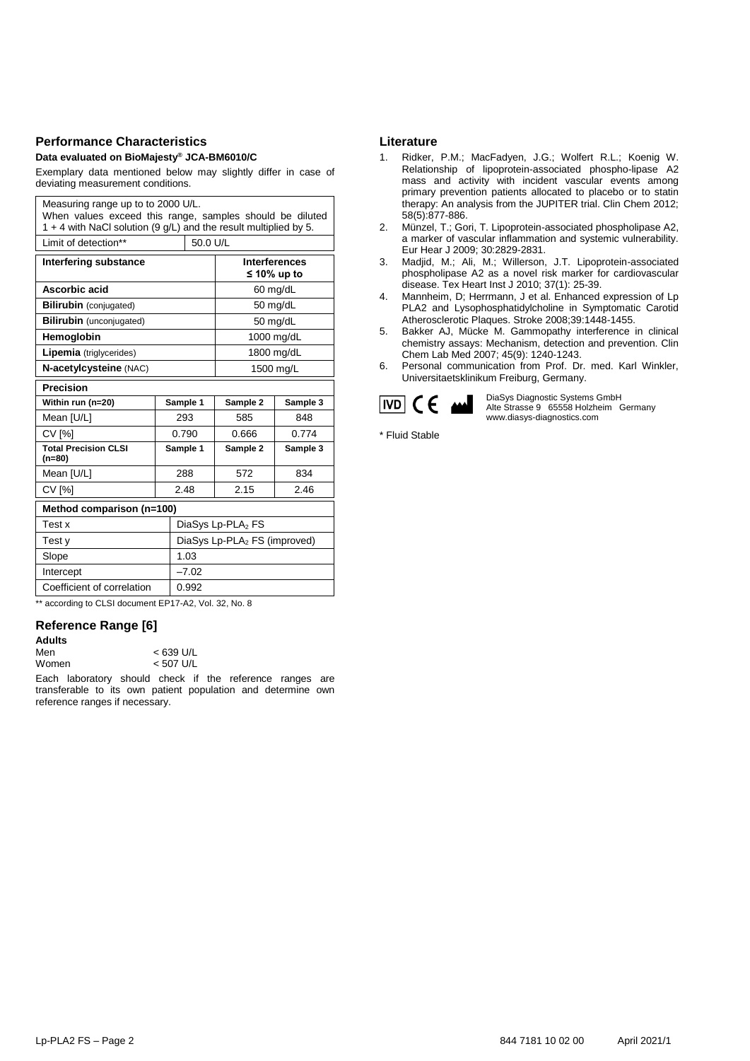## Performance Characteristics

**Data evaluated on BioMajesty® JCA-BM6010/C**

Exemplary data mentioned below may slightly differ in case of deviating measurement conditions.

Measuring range up to to 2000 U/L.
When values exceed this range, samples should be diluted 1 + 4 with NaCl solution (9 g/L) and the result multiplied by 5.

| | |
|---|---|
| Limit of detection** | 50.0 U/L |

| Interfering substance | Interferences ≤ 10% up to |
|---|---|
| **Ascorbic acid** | 60 mg/dL |
| **Bilirubin** (conjugated) | 50 mg/dL |
| **Bilirubin** (unconjugated) | 50 mg/dL |
| **Hemoglobin** | 1000 mg/dL |
| **Lipemia** (triglycerides) | 1800 mg/dL |
| **N-acetylcysteine** (NAC) | 1500 mg/L |

**Precision**

| Within run (n=20) | Sample 1 | Sample 2 | Sample 3 |
|---|---|---|---|
| Mean [U/L] | 293 | 585 | 848 |
| CV [%] | 0.790 | 0.666 | 0.774 |
| **Total Precision CLSI (n=80)** | **Sample 1** | **Sample 2** | **Sample 3** |
| Mean [U/L] | 288 | 572 | 834 |
| CV [%] | 2.48 | 2.15 | 2.46 |

**Method comparison (n=100)**

| | |
|---|---|
| Test x | DiaSys Lp-$PLA_2$ FS |
| Test y | DiaSys Lp-$PLA_2$ FS (improved) |
| Slope | 1.03 |
| Intercept | –7.02 |
| Coefficient of correlation | 0.992 |

** according to CLSI document EP17-A2, Vol. 32, No. 8

## Reference Range [6]

**Adults**

| | |
|---|---|
| Men | < 639 U/L |
| Women | < 507 U/L |

Each laboratory should check if the reference ranges are transferable to its own patient population and determine own reference ranges if necessary.

## Literature

1. Ridker, P.M.; MacFadyen, J.G.; Wolfert R.L.; Koenig W. Relationship of lipoprotein-associated phospho-lipase A2 mass and activity with incident vascular events among primary prevention patients allocated to placebo or to statin therapy: An analysis from the JUPITER trial. Clin Chem 2012; 58(5):877-886.
2. Münzel, T.; Gori, T. Lipoprotein-associated phospholipase A2, a marker of vascular inflammation and systemic vulnerability. Eur Hear J 2009; 30:2829-2831.
3. Madjid, M.; Ali, M.; Willerson, J.T. Lipoprotein-associated phospholipase A2 as a novel risk marker for cardiovascular disease. Tex Heart Inst J 2010; 37(1): 25-39.
4. Mannheim, D; Herrmann, J et al. Enhanced expression of Lp PLA2 and Lysophosphatidylcholine in Symptomatic Carotid Atherosclerotic Plaques. Stroke 2008;39:1448-1455.
5. Bakker AJ, Mücke M. Gammopathy interference in clinical chemistry assays: Mechanism, detection and prevention. Clin Chem Lab Med 2007; 45(9): 1240-1243.
6. Personal communication from Prof. Dr. med. Karl Winkler, Universitaetsklinikum Freiburg, Germany.

IVD CE

DiaSys Diagnostic Systems GmbH
Alte Strasse 9 65558 Holzheim Germany
www.diasys-diagnostics.com

\* Fluid Stable

844 7181 10 02 00 April 2021/1